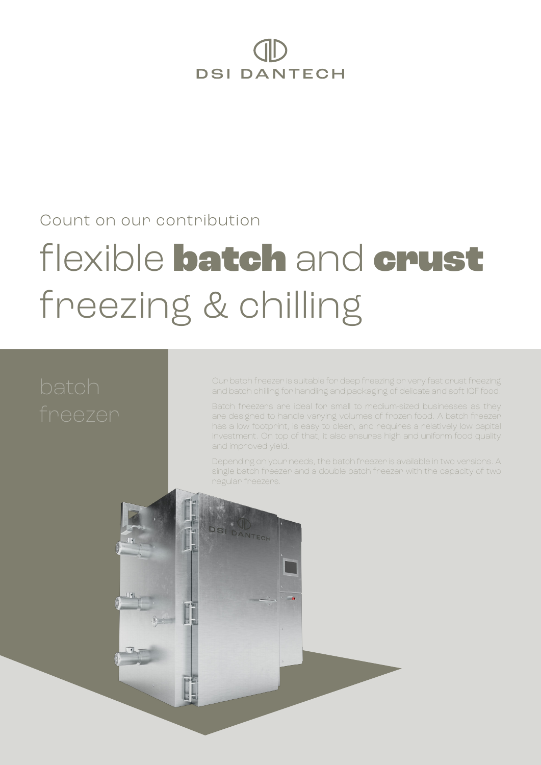DSI DANTECH

Count on our contribution

# flexible **batch** and **crust** freezing & chilling

## batch freezer

Our batch freezer is suitable for deep freezing or very fast crust freezing and batch chilling for handling and packaging of delicate and soft IQF food.

Batch freezers are ideal for small to medium-sized businesses as they are designed to handle varying volumes of frozen food. A batch freezer has a low footprint, is easy to clean, and requires a relatively low capital investment. On top of that, it also ensures high and uniform food quality and improved yield.

Depending on your needs, the batch freezer is available in two versions. A single batch freezer and a double batch freezer with the capacity of two regular freezers.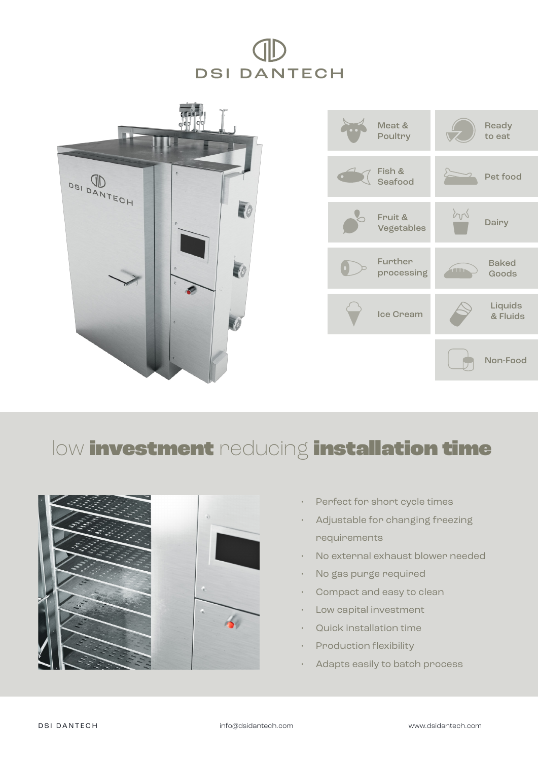# DSI DANTECH

- Meat & Poultry
- Ready to eat
- Fish & Seafood
- Pet food
- Fruit & Vegetables
- Dairy
- Further processing
- Baked Goods
- Ice Cream
- Liquids & Fluids
- Non-Food

## low **investment** reducing **installation time**

- Perfect for short cycle times
- Adjustable for changing freezing requirements
- No external exhaust blower needed
- No gas purge required
- Compact and easy to clean
- Low capital investment
- Quick installation time
- Production flexibility
- Adapts easily to batch process

DSI DANTECH    info@dsidantech.com    www.dsidantech.com